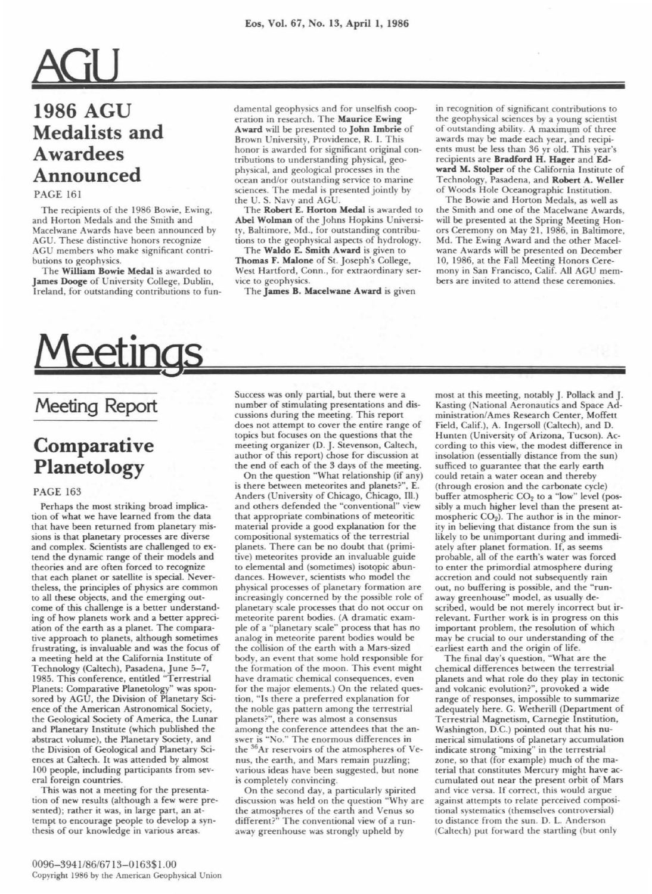# AGU

## 1986 AGU Medalists and Awardees Announced

PAGE 161

The recipients of the 1986 Bowie, Ewing, and Horton Medals and the Smith and Macelwane Awards have been announced by AGU. These distinctive honors recognize AGU members who make significant contributions to geophysics.

The **William Bowie Medal** is awarded to **James Dooge** of University College, Dublin, Ireland, for outstanding contributions to fundamental geophysics and for unselfish cooperation in research. The **Maurice Ewing Award** will be presented to **John Imbrie** of Brown University, Providence, R. I. This honor is awarded for significant original contributions to understanding physical, geophysical, and geological processes in the ocean and/or outstanding service to marine sciences. The medal is presented jointly by the U. S. Navy and AGU.

The **Robert E. Horton Medal** is awarded to **Abel Wolman** of the Johns Hopkins University, Baltimore, Md., for outstanding contributions to the geophysical aspects of hydrology.

The **Waldo E. Smith Award** is given to **Thomas F. Malone** of St. Joseph's College, West Hartford, Conn., for extraordinary service to geophysics.

The **James B. Macelwane Award** is given in recognition of significant contributions to the geophysical sciences by a young scientist of outstanding ability. A maximum of three awards may be made each year, and recipients must be less than 36 yr old. This year's recipients are **Bradford H. Hager** and **Edward M. Stolper** of the California Institute of Technology, Pasadena, and **Robert A. Weller** of Woods Hole Oceanographic Institution.

The Bowie and Horton Medals, as well as the Smith and one of the Macelwane Awards, will be presented at the Spring Meeting Honors Ceremony on May 21, 1986, in Baltimore, Md. The Ewing Award and the other Macelwane Awards will be presented on December 10, 1986, at the Fall Meeting Honors Ceremony in San Francisco, Calif. All AGU members are invited to attend these ceremonies.

# Meetings

## Meeting Report

## Comparative Planetology

PAGE 163

Perhaps the most striking broad implication of what we have learned from the data that have been returned from planetary missions is that planetary processes are diverse and complex. Scientists are challenged to extend the dynamic range of their models and theories and are often forced to recognize that each planet or satellite is special. Nevertheless, the principles of physics are common to all these objects, and the emerging outcome of this challenge is a better understanding of how planets work and a better appreciation of the earth as a planet. The comparative approach to planets, although sometimes frustrating, is invaluable and was the focus of a meeting held at the California Institute of Technology (Caltech), Pasadena, June 5–7, 1985. This conference, entitled "Terrestrial Planets: Comparative Planetology" was sponsored by AGU, the Division of Planetary Science of the American Astronomical Society, the Geological Society of America, the Lunar and Planetary Institute (which published the abstract volume), the Planetary Society, and the Division of Geological and Planetary Sciences at Caltech. It was attended by almost 100 people, including participants from several foreign countries.

This was not a meeting for the presentation of new results (although a few were presented); rather it was, in large part, an attempt to encourage people to develop a synthesis of our knowledge in various areas. Success was only partial, but there were a number of stimulating presentations and discussions during the meeting. This report does not attempt to cover the entire range of topics but focuses on the questions that the meeting organizer (D. J. Stevenson, Caltech, author of this report) chose for discussion at the end of each of the 3 days of the meeting.

On the question "What relationship (if any) is there between meteorites and planets?", E. Anders (University of Chicago, Chicago, Ill.) and others defended the "conventional" view that appropriate combinations of meteoritic material provide a good explanation for the compositional systematics of the terrestrial planets. There can be no doubt that (primitive) meteorites provide an invaluable guide to elemental and (sometimes) isotopic abundances. However, scientists who model the physical processes of planetary formation are increasingly concerned by the possible role of planetary scale processes that do not occur on meteorite parent bodies. (A dramatic example of a "planetary scale" process that has no analog in meteorite parent bodies would be the collision of the earth with a Mars-sized body, an event that some hold responsible for the formation of the moon. This event might have dramatic chemical consequences, even for the major elements.) On the related question, "Is there a preferred explanation for the noble gas pattern among the terrestrial planets?", there was almost a consensus among the conference attendees that the answer is "No." The enormous differences in the $^{36}Ar$ reservoirs of the atmospheres of Venus, the earth, and Mars remain puzzling; various ideas have been suggested, but none is completely convincing.

On the second day, a particularly spirited discussion was held on the question "Why are the atmospheres of the earth and Venus so different?" The conventional view of a runaway greenhouse was strongly upheld by most at this meeting, notably J. Pollack and J. Kasting (National Aeronautics and Space Administration/Ames Research Center, Moffett Field, Calif.), A. Ingersoll (Caltech), and D. Hunten (University of Arizona, Tucson). According to this view, the modest difference in insolation (essentially distance from the sun) sufficed to guarantee that the early earth could retain a water ocean and thereby (through erosion and the carbonate cycle) buffer atmospheric $CO_2$ to a "low" level (possibly a much higher level than the present atmospheric $CO_2$). The author is in the minority in believing that distance from the sun is likely to be unimportant during and immediately after planet formation. If, as seems probable, all of the earth's water was forced to enter the primordial atmosphere during accretion and could not subsequently rain out, no buffering is possible, and the "runaway greenhouse" model, as usually described, would be not merely incorrect but irrelevant. Further work is in progress on this important problem, the resolution of which may be crucial to our understanding of the earliest earth and the origin of life.

The final day's question, "What are the chemical differences between the terrestrial planets and what role do they play in tectonic and volcanic evolution?", provoked a wide range of responses, impossible to summarize adequately here. G. Wetherill (Department of Terrestrial Magnetism, Carnegie Institution, Washington, D.C.) pointed out that his numerical simulations of planetary accumulation indicate strong "mixing" in the terrestrial zone, so that (for example) much of the material that constitutes Mercury might have accumulated out near the present orbit of Mars and vice versa. If correct, this would argue against attempts to relate perceived compositional systematics (themselves controversial) to distance from the sun. D. L. Anderson (Caltech) put forward the startling (but only

0096–3941/86/6713–0163$1.00
Copyright 1986 by the American Geophysical Union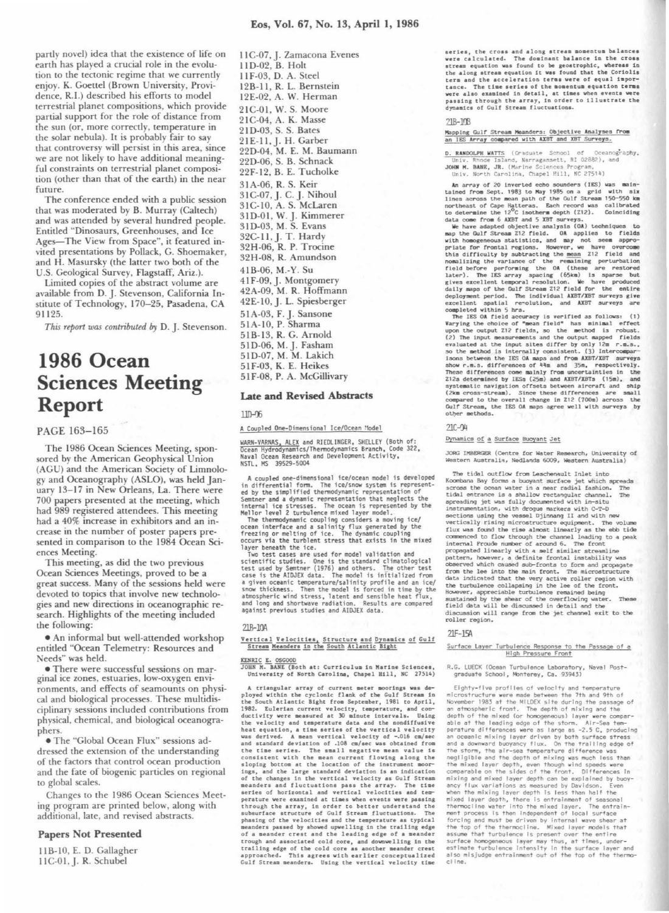partly novel) idea that the existence of life on earth has played a crucial role in the evolution to the tectonic regime that we currently enjoy. K. Goettel (Brown University, Providence, R.I.) described his efforts to model terrestrial planet compositions, which provide partial support for the role of distance from the sun (or, more correctly, temperature in the solar nebula). It is probably fair to say that controversy will persist in this area, since we are not likely to have additional meaningful constraints on terrestrial planet composition (other than that of the earth) in the near future.

The conference ended with a public session that was moderated by B. Murray (Caltech) and was attended by several hundred people. Entitled "Dinosaurs, Greenhouses, and Ice Ages—The View from Space", it featured invited presentations by Pollack, G. Shoemaker, and H. Masursky (the latter two both of the U.S. Geological Survey, Flagstaff, Ariz.).

Limited copies of the abstract volume are available from D. J. Stevenson, California Institute of Technology, 170–25, Pasadena, CA 91125.

*This report was contributed by* D. J. Stevenson.

# 1986 Ocean Sciences Meeting Report

PAGE 163–165

The 1986 Ocean Sciences Meeting, sponsored by the American Geophysical Union (AGU) and the American Society of Limnology and Oceanography (ASLO), was held January 13–17 in New Orleans, La. There were 700 papers presented at the meeting, which had 989 registered attendees. This meeting had a 40% increase in exhibitors and an increase in the number of poster papers presented in comparison to the 1984 Ocean Sciences Meeting.

This meeting, as did the two previous Ocean Sciences Meetings, proved to be a great success. Many of the sessions held were devoted to topics that involve new technologies and new directions in oceanographic research. Highlights of the meeting included the following:

- An informal but well-attended workshop entitled "Ocean Telemetry: Resources and Needs" was held.
- There were successful sessions on marginal ice zones, estuaries, low-oxygen environments, and effects of seamounts on physical and biological processes. These multidisciplinary sessions included contributions from physical, chemical, and biological oceanographers.
- The "Global Ocean Flux" sessions addressed the extension of the understanding of the factors that control ocean production and the fate of biogenic particles on regional to global scales.

Changes to the 1986 Ocean Sciences Meeting program are printed below, along with additional, late, and revised abstracts.

## Papers Not Presented

11B-10, E. D. Gallagher
11C-01, J. R. Schubel
11C-07, J. Zamacona Evenes
11D-02, B. Holt
11F-03, D. A. Steel
12B-11, R. L. Bernstein
12E-02, A. W. Herman
21C-01, W. S. Moore
21C-04, A. K. Masse
21D-03, S. S. Bates
21E-11, J. H. Garber
22D-04, M. E. M. Baumann
22D-06, S. B. Schnack
22F-12, B. E. Tucholke
31A-06, R. S. Keir
31C-07, J. C. J. Nihoul
31C-10, A. S. McLaren
31D-01, W. J. Kimmerer
31D-03, M. S. Evans
32C-11, J. T. Hardy
32H-06, R. P. Trocine
32H-08, R. Amundson
41B-06, M.-Y. Su
41F-09, J. Montgomery
42A-09, M. R. Hoffmann
42E-10, J. L. Spiesberger
51A-03, F. J. Sansone
51A-10, P. Sharma
51B-13, R. G. Arnold
51D-06, M. J. Fasham
51D-07, M. M. Lakich
51F-03, K. E. Heikes
51F-08, P. A. McGillivary

## Late and Revised Abstracts

### 11D-06

**A Coupled One-Dimensional Ice/Ocean Model**

WARN-VARNAS, ALEX and RIEDLINGER, SHELLEY (Both of: Ocean Hydrodynamics/Thermodynamics Branch, Code 322, Naval Ocean Research and Development Activity, NSTL, MS 39529-5004

A coupled one-dimensional ice/ocean model is developed in differential form. The ice/snow system is represented by the simplified thermodynamic representation of Semtner and a dynamic representation that neglects the internal ice stresses. The ocean is represented by the Mellor level 2 turbulence mixed layer model.

The thermodynamic coupling considers a moving ice/ocean interface and a salinity flux generated by the freezing or melting of ice. The dynamic coupling occurs via the turbulent stress that exists in the mixed layer beneath the ice.

Two test cases are used for model validation and scientific studies. One is the standard climatological test used by Semtner (1976) and others. The other test case is the AIDJEX data. The model is initialized from a given oceanic temperature/salinity profile and an ice/snow thickness. Then the model is forced in time by the atmospheric wind stress, latent and sensible heat flux, and long and shortwave radiation. Results are compared against previous studies and AIDJEX data.

### 21B-10A

**Vertical Velocities, Structure and Dynamics of Gulf Stream Meanders in the South Atlantic Bight**

KENRIC E. OSGOOD
JOHN M. BANE (Both at: Curriculum in Marine Sciences, University of North Carolina, Chapel Hill, NC 27514)

A triangular array of current meter moorings was deployed within the cyclonic flank of the Gulf Stream in the South Atlantic Bight from September, 1981 to April, 1982. Eulerian current velocity, temperature, and conductivity were measured at 30 minute intervals. Using the velocity and temperature data and the nondiffusive heat equation, a time series of the vertical velocity was derived. A mean vertical velocity of -.016 cm/sec and standard deviation of .108 cm/sec was obtained from the time series. The small negative mean value is consistent with the mean current flowing along the sloping bottom at the location of the instrument moorings, and the large standard deviation is an indication of the changes in the vertical velocity as Gulf Stream meanders and fluctuations pass the array. The time series of horizontal and vertical velocities and temperature were examined at times when events were passing through the array, in order to better understand the subsurface structure of Gulf Stream fluctuations. The phasing of the velocities and the temperature as typical meanders passed by showed upwelling in the trailing edge of a meander crest and the leading edge of a meander trough and associated cold core, and downwelling in the trailing edge of the cold core as another meander crest approached. This agrees with earlier conceptualized Gulf Stream meanders. Using the vertical velocity time series, the cross and along stream momentum balances were calculated. The dominant balance in the cross stream equation was found to be geostrophic, whereas in the along stream equation it was found that the Coriolis term and the acceleration terms were of equal importance. The time series of the momentum equation terms were also examined in detail, at times when events were passing through the array, in order to illustrate the dynamics of Gulf Stream fluctuations.

### 21B-10B

**Mapping Gulf Stream Meanders: Objective Analyses from an IES Array compared with AXBT and XBT Surveys.**

D. RANDOLPH WATTS (Graduate School of Oceanography, Univ. Rhode Island, Narragansett, RI 02882), and
JOHN M. BANE, JR. (Marine Sciences Program, Univ. North Carolina, Chapel Hill, NC 27514)

An array of 20 inverted echo sounders (IES) was maintained from Sept. 1983 to May 1985 on a grid with six lines across the mean path of the Gulf Stream 150–550 km northeast of Cape Hatteras. Each record was calibrated to determine the 12°C isotherm depth (Z12). Coinciding data come from 6 AXBT and 5 XBT surveys.

We have adapted objective analysis (OA) techniques to map the Gulf Stream Z12 field. OA applies to fields with homogeneous statistics, and may not seem appropriate for frontal regions. However, we have overcome this difficulty by subtracting the mean Z12 field and nomalizing the variance of the remaining perturbation field before performing the OA (these are restored later). The IES array spacing (65km) is sparse but gives excellent temporal resolution. We have produced daily maps of the Gulf Stream Z12 field for the entire deployment period. The individual AXBT/XBT surveys give excellent spatial re-olution, and AXBT surveys are completed within 5 hrs.

The IES OA field accuracy is verified as follows: (1) Varying the choice of "mean field" has minimal effect upon the output Z12 fields, so the method is robust. (2) The input measurements and the output mapped fields evaluated at the input sites differ by only 12m r.m.s., so the method is internally consistent. (3) Intercomparisons between the IES OA maps and from AXBT/XBT surveys show r.m.s. differences of 44m and 35m, respectively. These differences come mainly from uncertainties in the Z12s determined by IESs (25m) and AXBT/XBTs (15m), and systematic navigation offsets between aircraft and ship (2km cross-stream). Since these differences are small compared to the overall change in Z12 (700m) across the Gulf Stream, the IES OA maps agree well with surveys by other methods.

### 21C-04

**Dynamics of a Surface Buoyant Jet**

JORG IMBERGER (Centre for Water Research, University of Western Australia, Nedlands 6009, Western Australia)

The tidal outflow from Leschenault Inlet into Koombana Bay forms a buoyant surface jet which spreads across the ocean water in a near radial fashion. The tidal entrance is a shallow rectangular channel. The spreading jet was fully documented with in-situ instrumentation, with drogue markers with C-T-D sections using the vessel Djinnang II and with new vertically rising microstructure equipment. The volume flux was found the rise almost linearly as the ebb tide commenced to flow through the channel leading to a peak internal Froude number of around 6. The front propagated linearly with a self similar streamline pattern, however, a definite frontal instability was observed which caused sub-fronts to form and propagate from the lee into the main front. The microstructure data indicated that the very active roller region with the turbulence collapsing in the lee of the front. However, appreciable turbulence remained being sustained by the shear of the overflowing water. These field data will be discussed in detail and the discussion will range from the jet channel exit to the roller region.

### 21F-15A

**Surface Layer Turbulence Response to the Passage of a High Pressure Front**

R.G. LUECK (Ocean Turbulence Laboratory, Naval Postgraduate School, Monterey, Ca. 93943)

Eighty-five profiles of velocity and temperature microstructure were made between the 7th and 9th of November 1983 at the MILDEX site during the passage of an atmospheric front. The depth of mixing and the depth of the mixed (or homogeneous) layer were comparable at the leading edge of the storm. Air-Sea temperature differences were as large as -2.5 C, producing an oceanic mixing layer driven by both surface stress and a downward buoyancy flux. On the trailing edge of the storm, the air-sea temperature difference was negligible and the depth of mixing was much less than the mixed layer depth, even though wind speeds were comparable on the sides of the front. Differences in mixing and mixed layer depth can be explained by buoyancy flux variations as measured by Davidson. Even when the mixing layer depth is less than half the mixed layer depth, there is entrainment of seasonal thermocline water into the mixed layer. The entrainment process is then independent of local surface forcing and must be driven by internal wave shear at the top of the thermocline. Mixed layer models that assume that turbulence is present over the entire surface homogeneous layer may thus, at times, underestimate turbulence intensity in the surface layer and also misjudge entrainment out of the top of the thermocline.